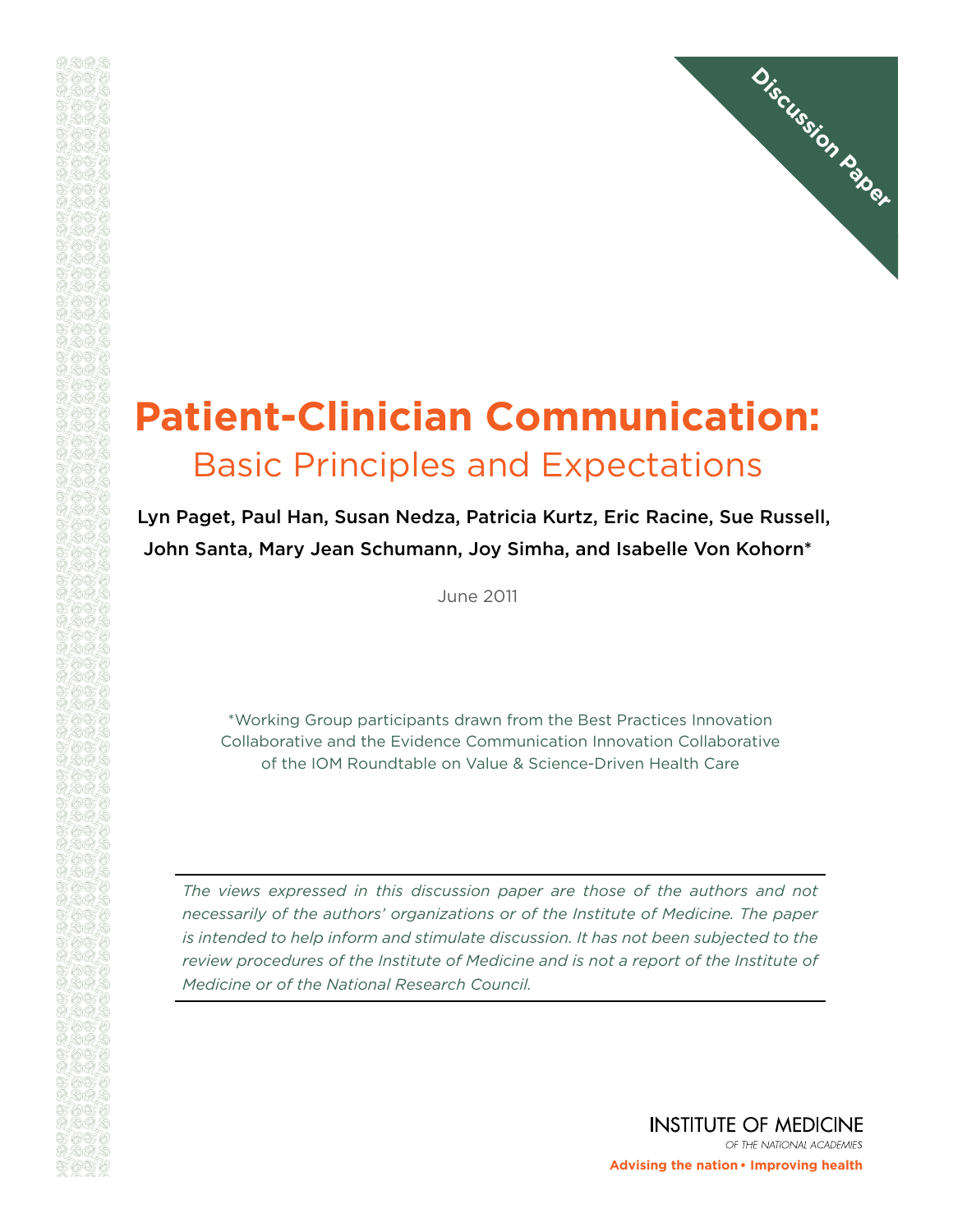Discussion Paper

# Patient-Clinician Communication:

## Basic Principles and Expectations

Lyn Paget, Paul Han, Susan Nedza, Patricia Kurtz, Eric Racine, Sue Russell, John Santa, Mary Jean Schumann, Joy Simha, and Isabelle Von Kohorn*

June 2011

*Working Group participants drawn from the Best Practices Innovation Collaborative and the Evidence Communication Innovation Collaborative of the IOM Roundtable on Value & Science-Driven Health Care

---

*The views expressed in this discussion paper are those of the authors and not necessarily of the authors' organizations or of the Institute of Medicine. The paper is intended to help inform and stimulate discussion. It has not been subjected to the review procedures of the Institute of Medicine and is not a report of the Institute of Medicine or of the National Research Council.*

---

INSTITUTE OF MEDICINE

OF THE NATIONAL ACADEMIES

**Advising the nation • Improving health**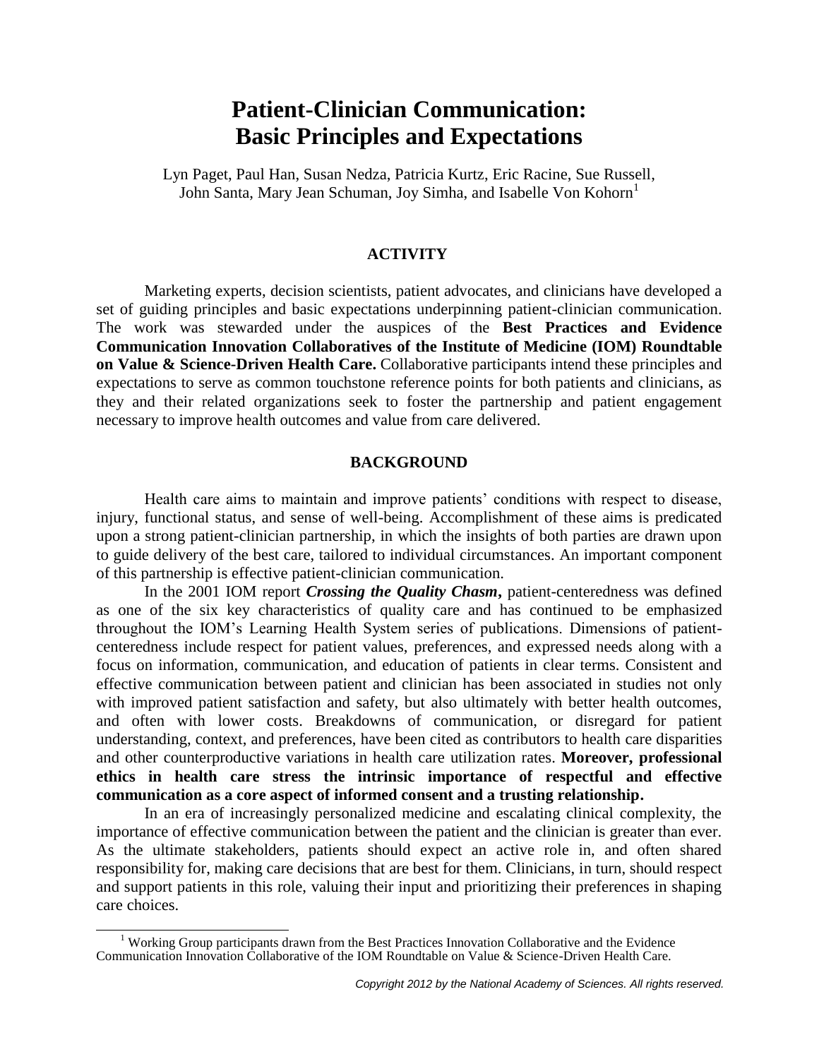# Patient-Clinician Communication: Basic Principles and Expectations

Lyn Paget, Paul Han, Susan Nedza, Patricia Kurtz, Eric Racine, Sue Russell, John Santa, Mary Jean Schuman, Joy Simha, and Isabelle Von Kohorn[1]

## ACTIVITY

Marketing experts, decision scientists, patient advocates, and clinicians have developed a set of guiding principles and basic expectations underpinning patient-clinician communication. The work was stewarded under the auspices of the **Best Practices and Evidence Communication Innovation Collaboratives of the Institute of Medicine (IOM) Roundtable on Value & Science-Driven Health Care.** Collaborative participants intend these principles and expectations to serve as common touchstone reference points for both patients and clinicians, as they and their related organizations seek to foster the partnership and patient engagement necessary to improve health outcomes and value from care delivered.

## BACKGROUND

Health care aims to maintain and improve patients' conditions with respect to disease, injury, functional status, and sense of well-being. Accomplishment of these aims is predicated upon a strong patient-clinician partnership, in which the insights of both parties are drawn upon to guide delivery of the best care, tailored to individual circumstances. An important component of this partnership is effective patient-clinician communication.

In the 2001 IOM report ***Crossing the Quality Chasm***, patient-centeredness was defined as one of the six key characteristics of quality care and has continued to be emphasized throughout the IOM's Learning Health System series of publications. Dimensions of patient-centeredness include respect for patient values, preferences, and expressed needs along with a focus on information, communication, and education of patients in clear terms. Consistent and effective communication between patient and clinician has been associated in studies not only with improved patient satisfaction and safety, but also ultimately with better health outcomes, and often with lower costs. Breakdowns of communication, or disregard for patient understanding, context, and preferences, have been cited as contributors to health care disparities and other counterproductive variations in health care utilization rates. **Moreover, professional ethics in health care stress the intrinsic importance of respectful and effective communication as a core aspect of informed consent and a trusting relationship.**

In an era of increasingly personalized medicine and escalating clinical complexity, the importance of effective communication between the patient and the clinician is greater than ever. As the ultimate stakeholders, patients should expect an active role in, and often shared responsibility for, making care decisions that are best for them. Clinicians, in turn, should respect and support patients in this role, valuing their input and prioritizing their preferences in shaping care choices.

[1] Working Group participants drawn from the Best Practices Innovation Collaborative and the Evidence Communication Innovation Collaborative of the IOM Roundtable on Value & Science-Driven Health Care.

*Copyright 2012 by the National Academy of Sciences. All rights reserved.*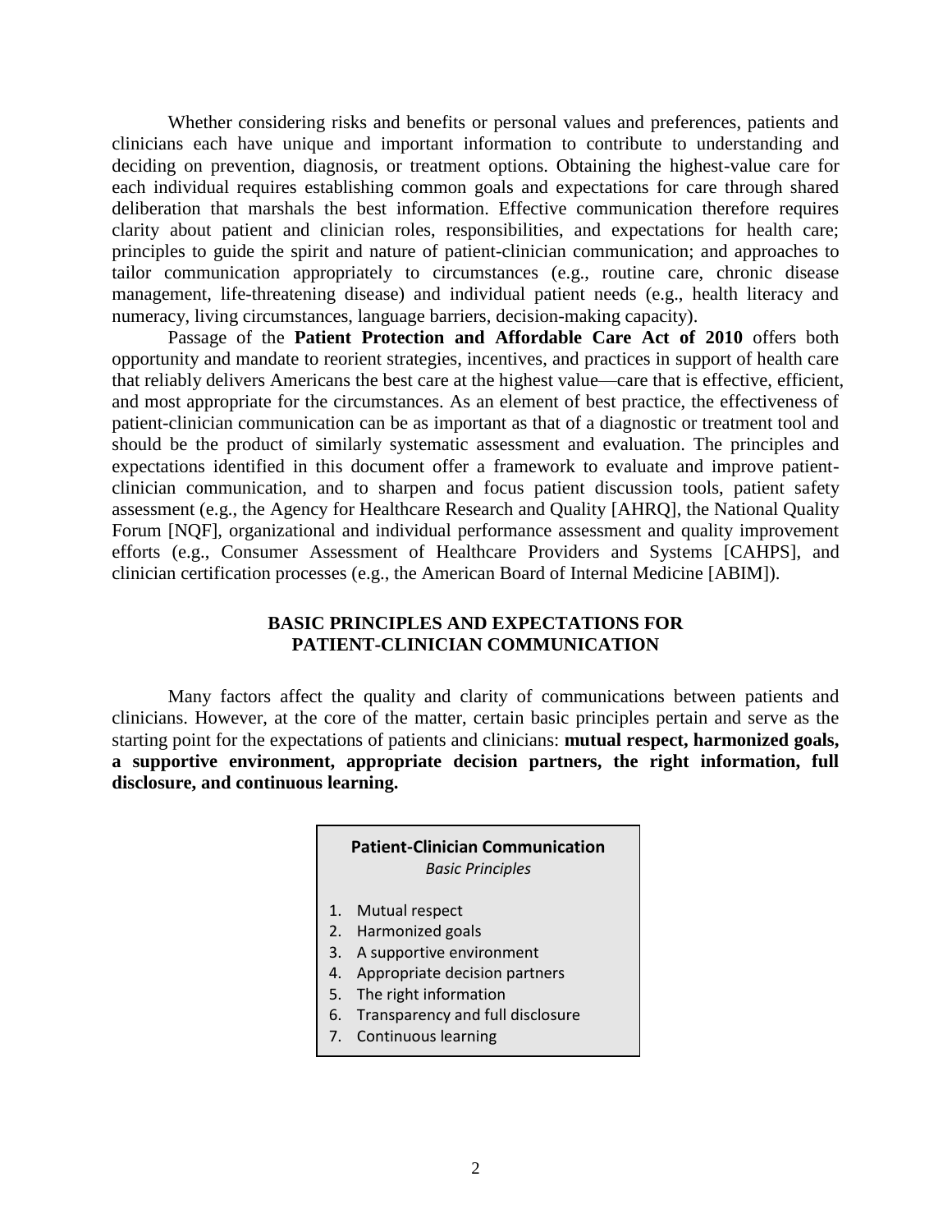Whether considering risks and benefits or personal values and preferences, patients and clinicians each have unique and important information to contribute to understanding and deciding on prevention, diagnosis, or treatment options. Obtaining the highest-value care for each individual requires establishing common goals and expectations for care through shared deliberation that marshals the best information. Effective communication therefore requires clarity about patient and clinician roles, responsibilities, and expectations for health care; principles to guide the spirit and nature of patient-clinician communication; and approaches to tailor communication appropriately to circumstances (e.g., routine care, chronic disease management, life-threatening disease) and individual patient needs (e.g., health literacy and numeracy, living circumstances, language barriers, decision-making capacity).

Passage of the **Patient Protection and Affordable Care Act of 2010** offers both opportunity and mandate to reorient strategies, incentives, and practices in support of health care that reliably delivers Americans the best care at the highest value—care that is effective, efficient, and most appropriate for the circumstances. As an element of best practice, the effectiveness of patient-clinician communication can be as important as that of a diagnostic or treatment tool and should be the product of similarly systematic assessment and evaluation. The principles and expectations identified in this document offer a framework to evaluate and improve patient-clinician communication, and to sharpen and focus patient discussion tools, patient safety assessment (e.g., the Agency for Healthcare Research and Quality [AHRQ], the National Quality Forum [NQF], organizational and individual performance assessment and quality improvement efforts (e.g., Consumer Assessment of Healthcare Providers and Systems [CAHPS], and clinician certification processes (e.g., the American Board of Internal Medicine [ABIM]).

## BASIC PRINCIPLES AND EXPECTATIONS FOR PATIENT-CLINICIAN COMMUNICATION

Many factors affect the quality and clarity of communications between patients and clinicians. However, at the core of the matter, certain basic principles pertain and serve as the starting point for the expectations of patients and clinicians: **mutual respect, harmonized goals, a supportive environment, appropriate decision partners, the right information, full disclosure, and continuous learning.**

**Patient-Clinician Communication**
*Basic Principles*

1. Mutual respect
2. Harmonized goals
3. A supportive environment
4. Appropriate decision partners
5. The right information
6. Transparency and full disclosure
7. Continuous learning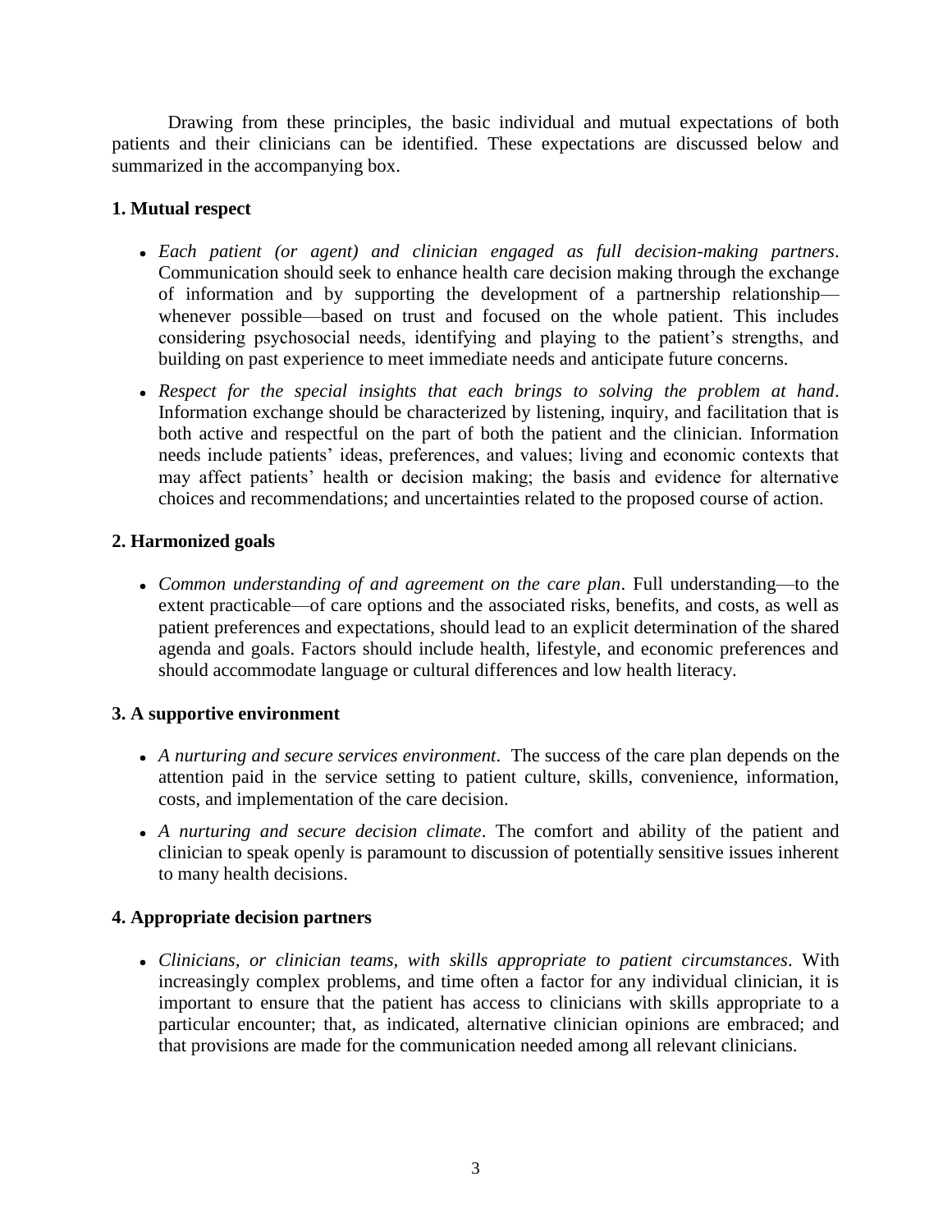Drawing from these principles, the basic individual and mutual expectations of both patients and their clinicians can be identified. These expectations are discussed below and summarized in the accompanying box.

**1. Mutual respect**

- *Each patient (or agent) and clinician engaged as full decision-making partners*. Communication should seek to enhance health care decision making through the exchange of information and by supporting the development of a partnership relationship—whenever possible—based on trust and focused on the whole patient. This includes considering psychosocial needs, identifying and playing to the patient's strengths, and building on past experience to meet immediate needs and anticipate future concerns.
- *Respect for the special insights that each brings to solving the problem at hand*. Information exchange should be characterized by listening, inquiry, and facilitation that is both active and respectful on the part of both the patient and the clinician. Information needs include patients' ideas, preferences, and values; living and economic contexts that may affect patients' health or decision making; the basis and evidence for alternative choices and recommendations; and uncertainties related to the proposed course of action.

**2. Harmonized goals**

- *Common understanding of and agreement on the care plan*. Full understanding—to the extent practicable—of care options and the associated risks, benefits, and costs, as well as patient preferences and expectations, should lead to an explicit determination of the shared agenda and goals. Factors should include health, lifestyle, and economic preferences and should accommodate language or cultural differences and low health literacy.

**3. A supportive environment**

- *A nurturing and secure services environment*. The success of the care plan depends on the attention paid in the service setting to patient culture, skills, convenience, information, costs, and implementation of the care decision.
- *A nurturing and secure decision climate*. The comfort and ability of the patient and clinician to speak openly is paramount to discussion of potentially sensitive issues inherent to many health decisions.

**4. Appropriate decision partners**

- *Clinicians, or clinician teams, with skills appropriate to patient circumstances*. With increasingly complex problems, and time often a factor for any individual clinician, it is important to ensure that the patient has access to clinicians with skills appropriate to a particular encounter; that, as indicated, alternative clinician opinions are embraced; and that provisions are made for the communication needed among all relevant clinicians.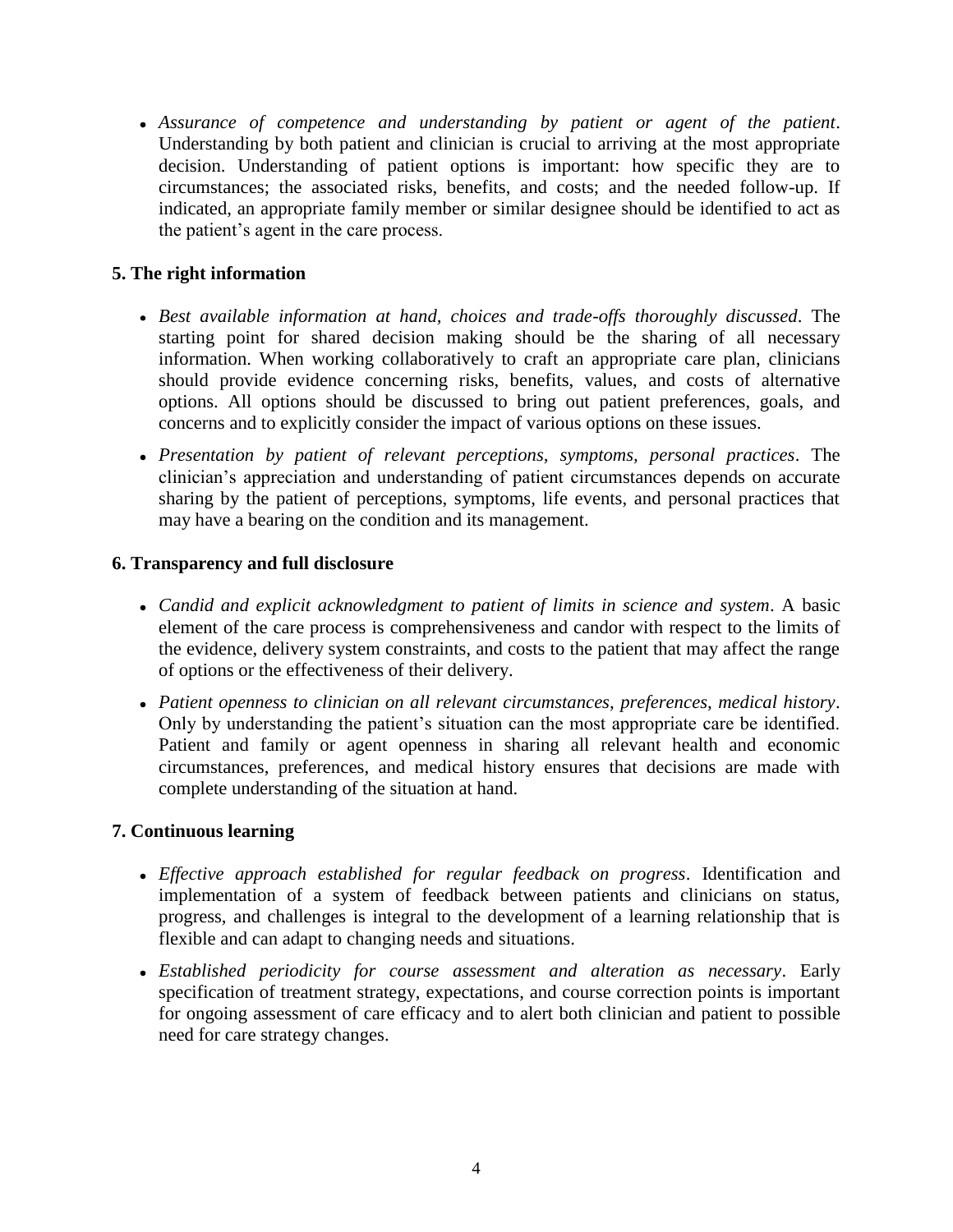- *Assurance of competence and understanding by patient or agent of the patient*. Understanding by both patient and clinician is crucial to arriving at the most appropriate decision. Understanding of patient options is important: how specific they are to circumstances; the associated risks, benefits, and costs; and the needed follow-up. If indicated, an appropriate family member or similar designee should be identified to act as the patient's agent in the care process.

### 5. The right information

- *Best available information at hand, choices and trade-offs thoroughly discussed*. The starting point for shared decision making should be the sharing of all necessary information. When working collaboratively to craft an appropriate care plan, clinicians should provide evidence concerning risks, benefits, values, and costs of alternative options. All options should be discussed to bring out patient preferences, goals, and concerns and to explicitly consider the impact of various options on these issues.

- *Presentation by patient of relevant perceptions, symptoms, personal practices*. The clinician's appreciation and understanding of patient circumstances depends on accurate sharing by the patient of perceptions, symptoms, life events, and personal practices that may have a bearing on the condition and its management.

### 6. Transparency and full disclosure

- *Candid and explicit acknowledgment to patient of limits in science and system*. A basic element of the care process is comprehensiveness and candor with respect to the limits of the evidence, delivery system constraints, and costs to the patient that may affect the range of options or the effectiveness of their delivery.

- *Patient openness to clinician on all relevant circumstances, preferences, medical history*. Only by understanding the patient's situation can the most appropriate care be identified. Patient and family or agent openness in sharing all relevant health and economic circumstances, preferences, and medical history ensures that decisions are made with complete understanding of the situation at hand.

### 7. Continuous learning

- *Effective approach established for regular feedback on progress*. Identification and implementation of a system of feedback between patients and clinicians on status, progress, and challenges is integral to the development of a learning relationship that is flexible and can adapt to changing needs and situations.

- *Established periodicity for course assessment and alteration as necessary*. Early specification of treatment strategy, expectations, and course correction points is important for ongoing assessment of care efficacy and to alert both clinician and patient to possible need for care strategy changes.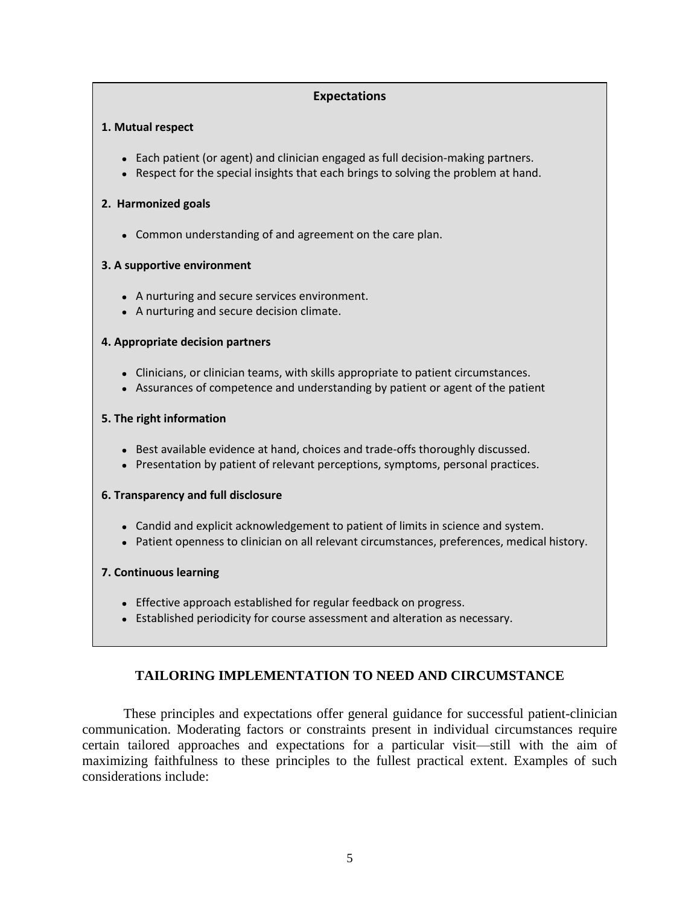**Expectations**

**1. Mutual respect**

- Each patient (or agent) and clinician engaged as full decision-making partners.
- Respect for the special insights that each brings to solving the problem at hand.

**2. Harmonized goals**

- Common understanding of and agreement on the care plan.

**3. A supportive environment**

- A nurturing and secure services environment.
- A nurturing and secure decision climate.

**4. Appropriate decision partners**

- Clinicians, or clinician teams, with skills appropriate to patient circumstances.
- Assurances of competence and understanding by patient or agent of the patient

**5. The right information**

- Best available evidence at hand, choices and trade-offs thoroughly discussed.
- Presentation by patient of relevant perceptions, symptoms, personal practices.

**6. Transparency and full disclosure**

- Candid and explicit acknowledgement to patient of limits in science and system.
- Patient openness to clinician on all relevant circumstances, preferences, medical history.

**7. Continuous learning**

- Effective approach established for regular feedback on progress.
- Established periodicity for course assessment and alteration as necessary.

## TAILORING IMPLEMENTATION TO NEED AND CIRCUMSTANCE

These principles and expectations offer general guidance for successful patient-clinician communication. Moderating factors or constraints present in individual circumstances require certain tailored approaches and expectations for a particular visit—still with the aim of maximizing faithfulness to these principles to the fullest practical extent. Examples of such considerations include: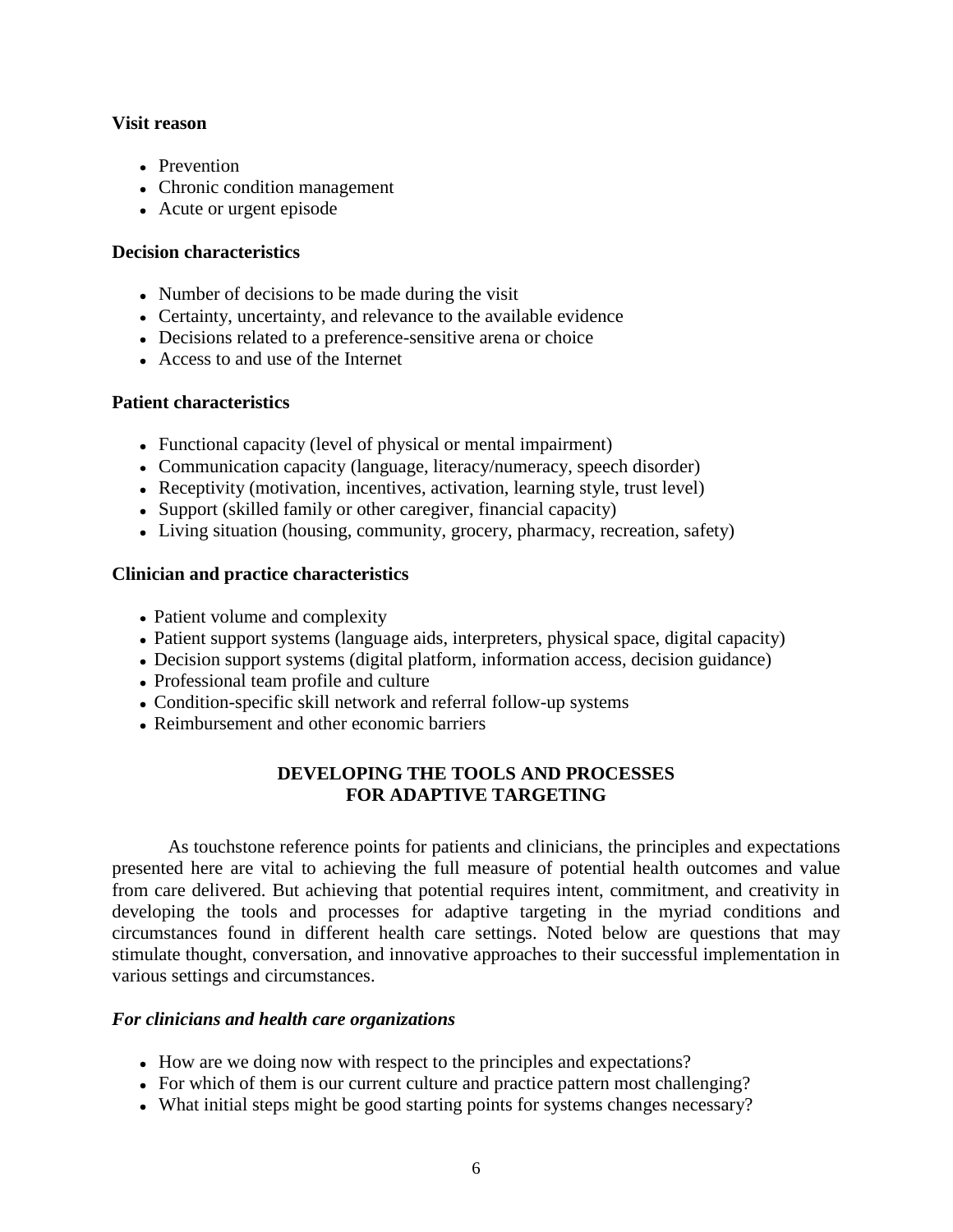**Visit reason**

- Prevention
- Chronic condition management
- Acute or urgent episode

**Decision characteristics**

- Number of decisions to be made during the visit
- Certainty, uncertainty, and relevance to the available evidence
- Decisions related to a preference-sensitive arena or choice
- Access to and use of the Internet

**Patient characteristics**

- Functional capacity (level of physical or mental impairment)
- Communication capacity (language, literacy/numeracy, speech disorder)
- Receptivity (motivation, incentives, activation, learning style, trust level)
- Support (skilled family or other caregiver, financial capacity)
- Living situation (housing, community, grocery, pharmacy, recreation, safety)

**Clinician and practice characteristics**

- Patient volume and complexity
- Patient support systems (language aids, interpreters, physical space, digital capacity)
- Decision support systems (digital platform, information access, decision guidance)
- Professional team profile and culture
- Condition-specific skill network and referral follow-up systems
- Reimbursement and other economic barriers

## DEVELOPING THE TOOLS AND PROCESSES FOR ADAPTIVE TARGETING

As touchstone reference points for patients and clinicians, the principles and expectations presented here are vital to achieving the full measure of potential health outcomes and value from care delivered. But achieving that potential requires intent, commitment, and creativity in developing the tools and processes for adaptive targeting in the myriad conditions and circumstances found in different health care settings. Noted below are questions that may stimulate thought, conversation, and innovative approaches to their successful implementation in various settings and circumstances.

***For clinicians and health care organizations***

- How are we doing now with respect to the principles and expectations?
- For which of them is our current culture and practice pattern most challenging?
- What initial steps might be good starting points for systems changes necessary?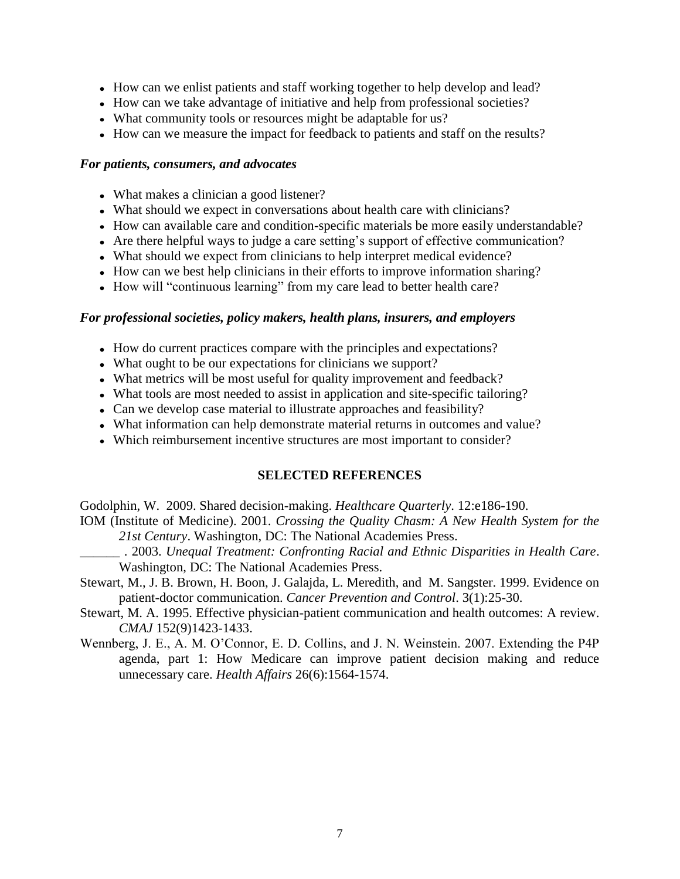- How can we enlist patients and staff working together to help develop and lead?
- How can we take advantage of initiative and help from professional societies?
- What community tools or resources might be adaptable for us?
- How can we measure the impact for feedback to patients and staff on the results?

***For patients, consumers, and advocates***

- What makes a clinician a good listener?
- What should we expect in conversations about health care with clinicians?
- How can available care and condition-specific materials be more easily understandable?
- Are there helpful ways to judge a care setting's support of effective communication?
- What should we expect from clinicians to help interpret medical evidence?
- How can we best help clinicians in their efforts to improve information sharing?
- How will "continuous learning" from my care lead to better health care?

***For professional societies, policy makers, health plans, insurers, and employers***

- How do current practices compare with the principles and expectations?
- What ought to be our expectations for clinicians we support?
- What metrics will be most useful for quality improvement and feedback?
- What tools are most needed to assist in application and site-specific tailoring?
- Can we develop case material to illustrate approaches and feasibility?
- What information can help demonstrate material returns in outcomes and value?
- Which reimbursement incentive structures are most important to consider?

## SELECTED REFERENCES

Godolphin, W. 2009. Shared decision-making. *Healthcare Quarterly*. 12:e186-190.

IOM (Institute of Medicine). 2001. *Crossing the Quality Chasm: A New Health System for the 21st Century*. Washington, DC: The National Academies Press.

______ . 2003. *Unequal Treatment: Confronting Racial and Ethnic Disparities in Health Care*. Washington, DC: The National Academies Press.

Stewart, M., J. B. Brown, H. Boon, J. Galajda, L. Meredith, and M. Sangster. 1999. Evidence on patient-doctor communication. *Cancer Prevention and Control*. 3(1):25-30.

Stewart, M. A. 1995. Effective physician-patient communication and health outcomes: A review. *CMAJ* 152(9)1423-1433.

Wennberg, J. E., A. M. O'Connor, E. D. Collins, and J. N. Weinstein. 2007. Extending the P4P agenda, part 1: How Medicare can improve patient decision making and reduce unnecessary care. *Health Affairs* 26(6):1564-1574.